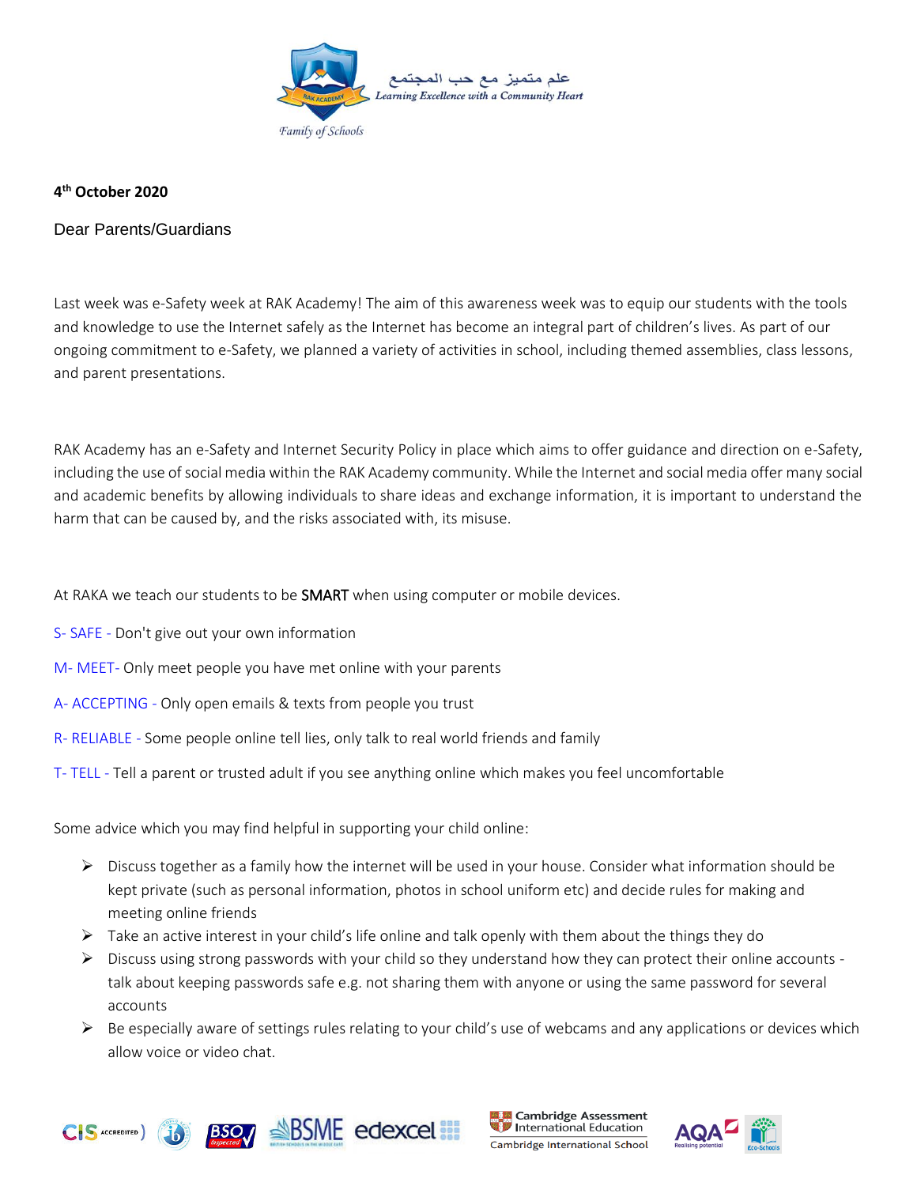علم متميز مع حب المجتمع
*Learning Excellence with a Community Heart*

*Family of Schools*

**4th October 2020**

Dear Parents/Guardians

Last week was e-Safety week at RAK Academy! The aim of this awareness week was to equip our students with the tools and knowledge to use the Internet safely as the Internet has become an integral part of children's lives. As part of our ongoing commitment to e-Safety, we planned a variety of activities in school, including themed assemblies, class lessons, and parent presentations.

RAK Academy has an e-Safety and Internet Security Policy in place which aims to offer guidance and direction on e-Safety, including the use of social media within the RAK Academy community. While the Internet and social media offer many social and academic benefits by allowing individuals to share ideas and exchange information, it is important to understand the harm that can be caused by, and the risks associated with, its misuse.

At RAKA we teach our students to be SMART when using computer or mobile devices.

S- SAFE - Don't give out your own information

M- MEET- Only meet people you have met online with your parents

A- ACCEPTING - Only open emails & texts from people you trust

R- RELIABLE - Some people online tell lies, only talk to real world friends and family

T- TELL - Tell a parent or trusted adult if you see anything online which makes you feel uncomfortable

Some advice which you may find helpful in supporting your child online:

- Discuss together as a family how the internet will be used in your house. Consider what information should be kept private (such as personal information, photos in school uniform etc) and decide rules for making and meeting online friends
- Take an active interest in your child's life online and talk openly with them about the things they do
- Discuss using strong passwords with your child so they understand how they can protect their online accounts - talk about keeping passwords safe e.g. not sharing them with anyone or using the same password for several accounts
- Be especially aware of settings rules relating to your child's use of webcams and any applications or devices which allow voice or video chat.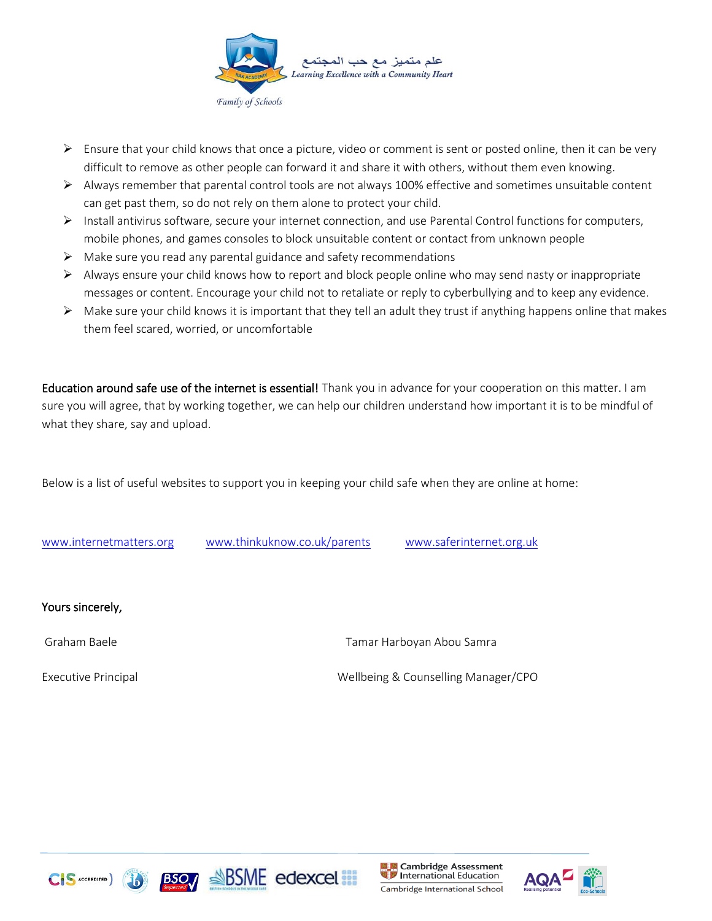- Ensure that your child knows that once a picture, video or comment is sent or posted online, then it can be very difficult to remove as other people can forward it and share it with others, without them even knowing.
- Always remember that parental control tools are not always 100% effective and sometimes unsuitable content can get past them, so do not rely on them alone to protect your child.
- Install antivirus software, secure your internet connection, and use Parental Control functions for computers, mobile phones, and games consoles to block unsuitable content or contact from unknown people
- Make sure you read any parental guidance and safety recommendations
- Always ensure your child knows how to report and block people online who may send nasty or inappropriate messages or content. Encourage your child not to retaliate or reply to cyberbullying and to keep any evidence.
- Make sure your child knows it is important that they tell an adult they trust if anything happens online that makes them feel scared, worried, or uncomfortable

**Education around safe use of the internet is essential!** Thank you in advance for your cooperation on this matter. I am sure you will agree, that by working together, we can help our children understand how important it is to be mindful of what they share, say and upload.

Below is a list of useful websites to support you in keeping your child safe when they are online at home:

www.internetmatters.org www.thinkuknow.co.uk/parents www.saferinternet.org.uk

**Yours sincerely,**

Graham Baele

Executive Principal

Tamar Harboyan Abou Samra

Wellbeing & Counselling Manager/CPO